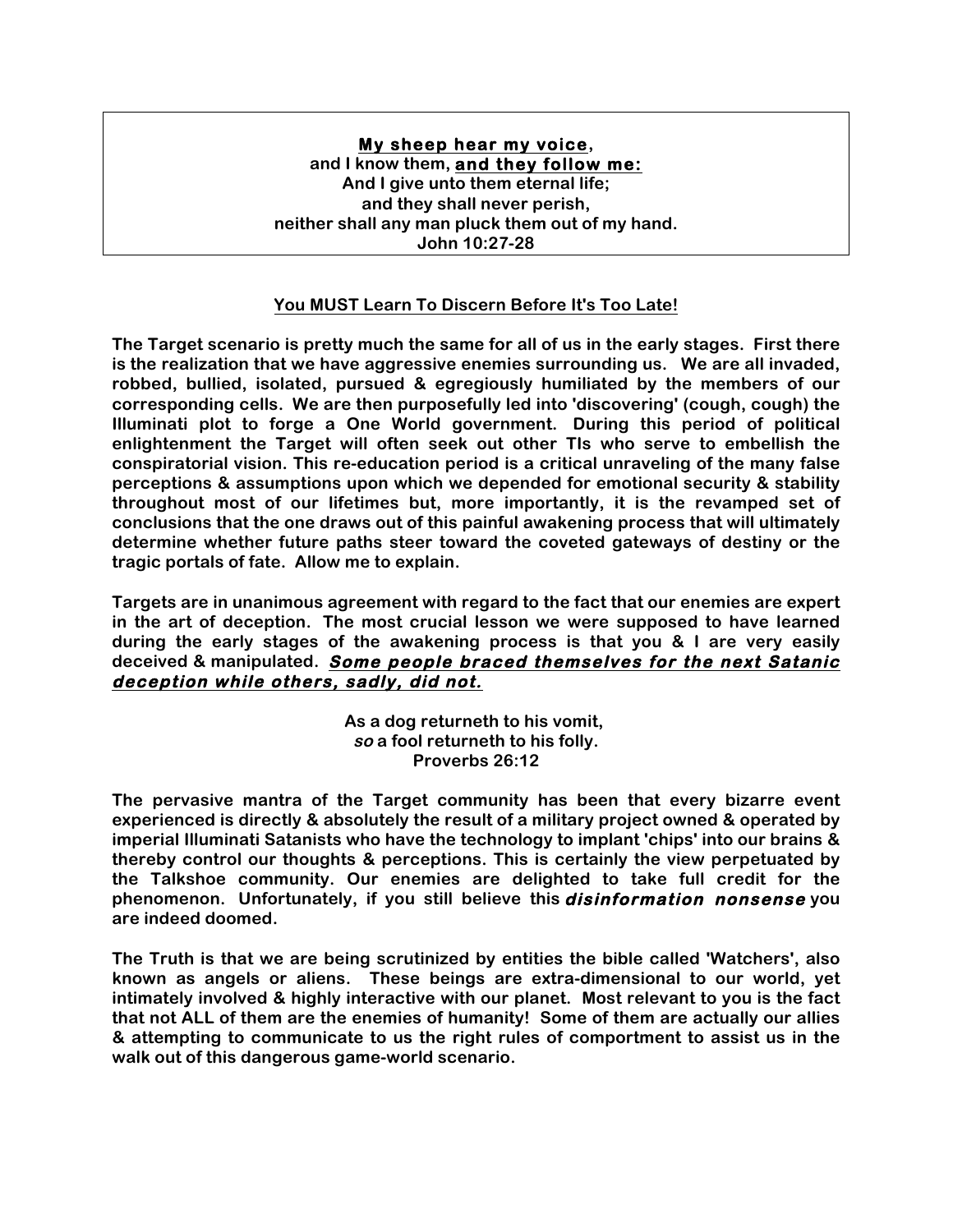**My sheep hear my voice**,
**and I know them, and they follow me:**
**And I give unto them eternal life;**
**and they shall never perish,**
**neither shall any man pluck them out of my hand.**
**John 10:27-28**

## You MUST Learn To Discern Before It's Too Late!

**The Target scenario is pretty much the same for all of us in the early stages. First there is the realization that we have aggressive enemies surrounding us. We are all invaded, robbed, bullied, isolated, pursued & egregiously humiliated by the members of our corresponding cells. We are then purposefully led into 'discovering' (cough, cough) the Illuminati plot to forge a One World government. During this period of political enlightenment the Target will often seek out other TIs who serve to embellish the conspiratorial vision. This re-education period is a critical unraveling of the many false perceptions & assumptions upon which we depended for emotional security & stability throughout most of our lifetimes but, more importantly, it is the revamped set of conclusions that the one draws out of this painful awakening process that will ultimately determine whether future paths steer toward the coveted gateways of destiny or the tragic portals of fate. Allow me to explain.**

**Targets are in unanimous agreement with regard to the fact that our enemies are expert in the art of deception. The most crucial lesson we were supposed to have learned during the early stages of the awakening process is that you & I are very easily deceived & manipulated. *Some people braced themselves for the next Satanic deception while others, sadly, did not.***

**As a dog returneth to his vomit,**
***so* a fool returneth to his folly.**
**Proverbs 26:12**

**The pervasive mantra of the Target community has been that every bizarre event experienced is directly & absolutely the result of a military project owned & operated by imperial Illuminati Satanists who have the technology to implant 'chips' into our brains & thereby control our thoughts & perceptions. This is certainly the view perpetuated by the Talkshoe community. Our enemies are delighted to take full credit for the phenomenon. Unfortunately, if you still believe this *disinformation nonsense* you are indeed doomed.**

**The Truth is that we are being scrutinized by entities the bible called 'Watchers', also known as angels or aliens. These beings are extra-dimensional to our world, yet intimately involved & highly interactive with our planet. Most relevant to you is the fact that not ALL of them are the enemies of humanity! Some of them are actually our allies & attempting to communicate to us the right rules of comportment to assist us in the walk out of this dangerous game-world scenario.**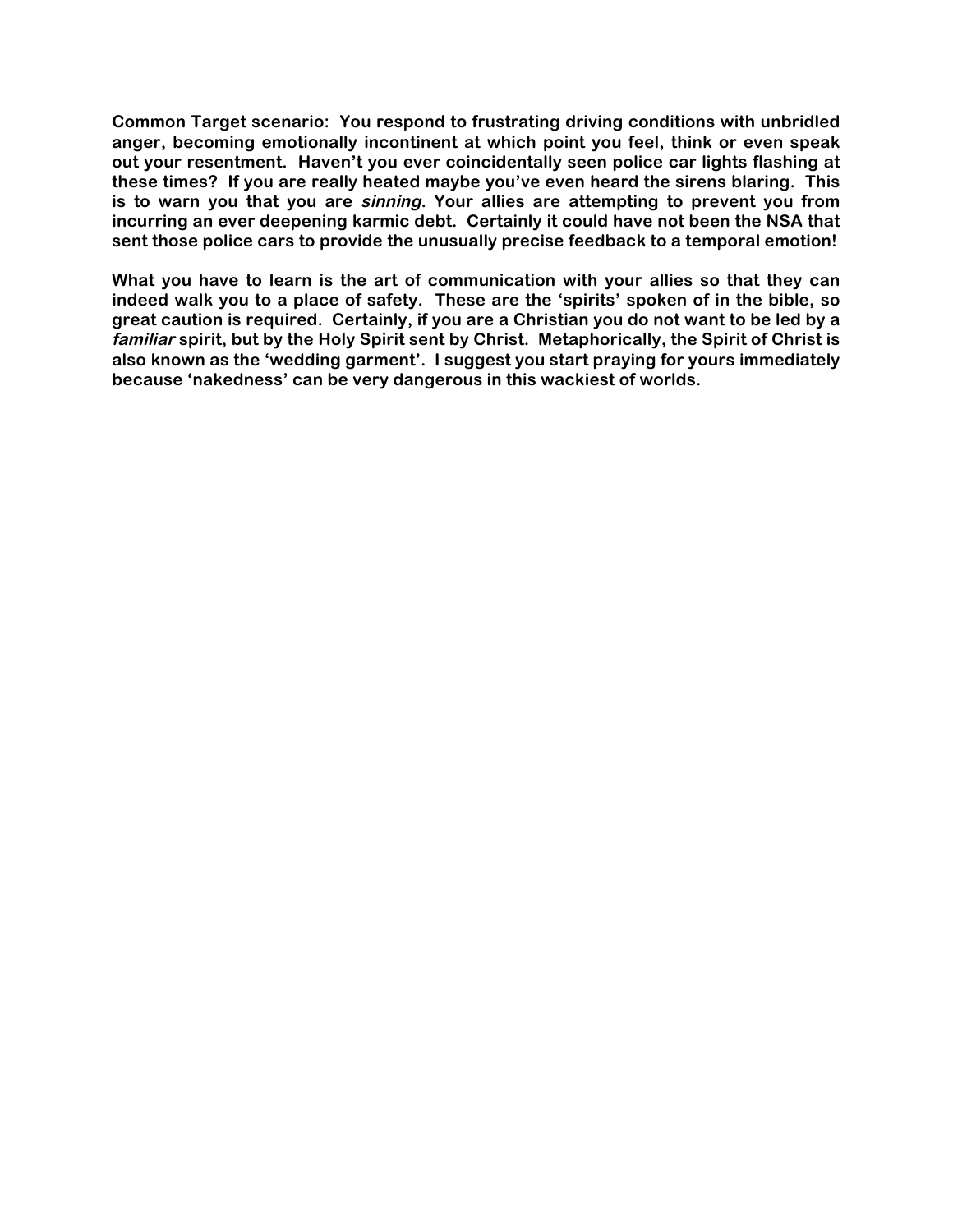**Common Target scenario: You respond to frustrating driving conditions with unbridled anger, becoming emotionally incontinent at which point you feel, think or even speak out your resentment. Haven't you ever coincidentally seen police car lights flashing at these times? If you are really heated maybe you've even heard the sirens blaring. This is to warn you that you are *sinning*. Your allies are attempting to prevent you from incurring an ever deepening karmic debt. Certainly it could have not been the NSA that sent those police cars to provide the unusually precise feedback to a temporal emotion!**

**What you have to learn is the art of communication with your allies so that they can indeed walk you to a place of safety. These are the 'spirits' spoken of in the bible, so great caution is required. Certainly, if you are a Christian you do not want to be led by a *familiar* spirit, but by the Holy Spirit sent by Christ. Metaphorically, the Spirit of Christ is also known as the 'wedding garment'. I suggest you start praying for yours immediately because 'nakedness' can be very dangerous in this wackiest of worlds.**